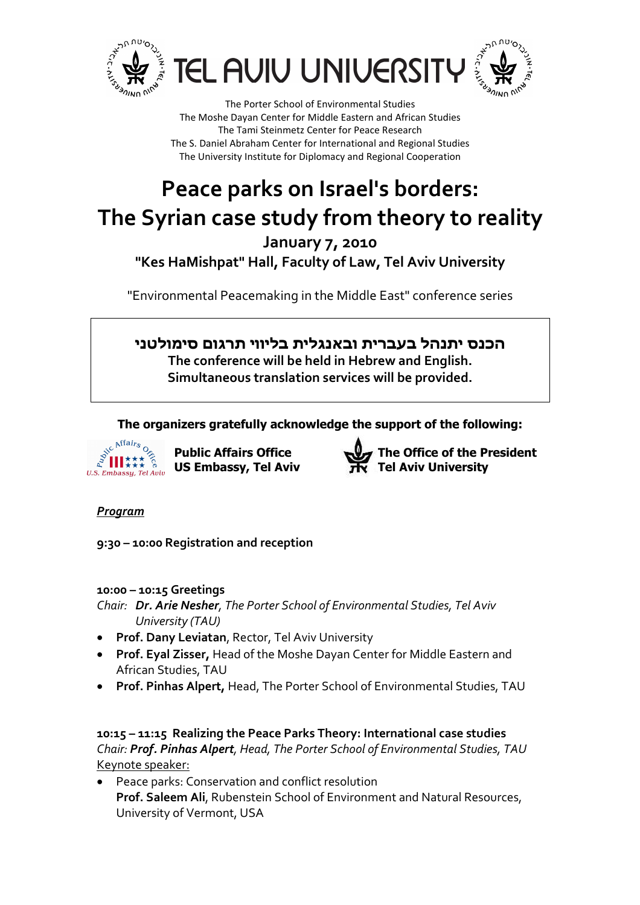# TEL AVIV UNIVERSITY

The Porter School of Environmental Studies
The Moshe Dayan Center for Middle Eastern and African Studies
The Tami Steinmetz Center for Peace Research
The S. Daniel Abraham Center for International and Regional Studies
The University Institute for Diplomacy and Regional Cooperation

# Peace parks on Israel's borders: The Syrian case study from theory to reality

**January 7, 2010**

**"Kes HaMishpat" Hall, Faculty of Law, Tel Aviv University**

"Environmental Peacemaking in the Middle East" conference series

**הכנס יתנהל בעברית ובאנגלית בליווי תרגום סימולטני**
**The conference will be held in Hebrew and English.**
**Simultaneous translation services will be provided.**

**The organizers gratefully acknowledge the support of the following:**

**Public Affairs Office**
**US Embassy, Tel Aviv**

**The Office of the President**
**Tel Aviv University**

***Program***

**9:30 – 10:00 Registration and reception**

**10:00 – 10:15 Greetings**

*Chair: **Dr. Arie Nesher**, The Porter School of Environmental Studies, Tel Aviv University (TAU)*

- **Prof. Dany Leviatan**, Rector, Tel Aviv University
- **Prof. Eyal Zisser,** Head of the Moshe Dayan Center for Middle Eastern and African Studies, TAU
- **Prof. Pinhas Alpert,** Head, The Porter School of Environmental Studies, TAU

**10:15 – 11:15 Realizing the Peace Parks Theory: International case studies**

*Chair: **Prof. Pinhas Alpert**, Head, The Porter School of Environmental Studies, TAU*

Keynote speaker:

- Peace parks: Conservation and conflict resolution
  **Prof. Saleem Ali**, Rubenstein School of Environment and Natural Resources, University of Vermont, USA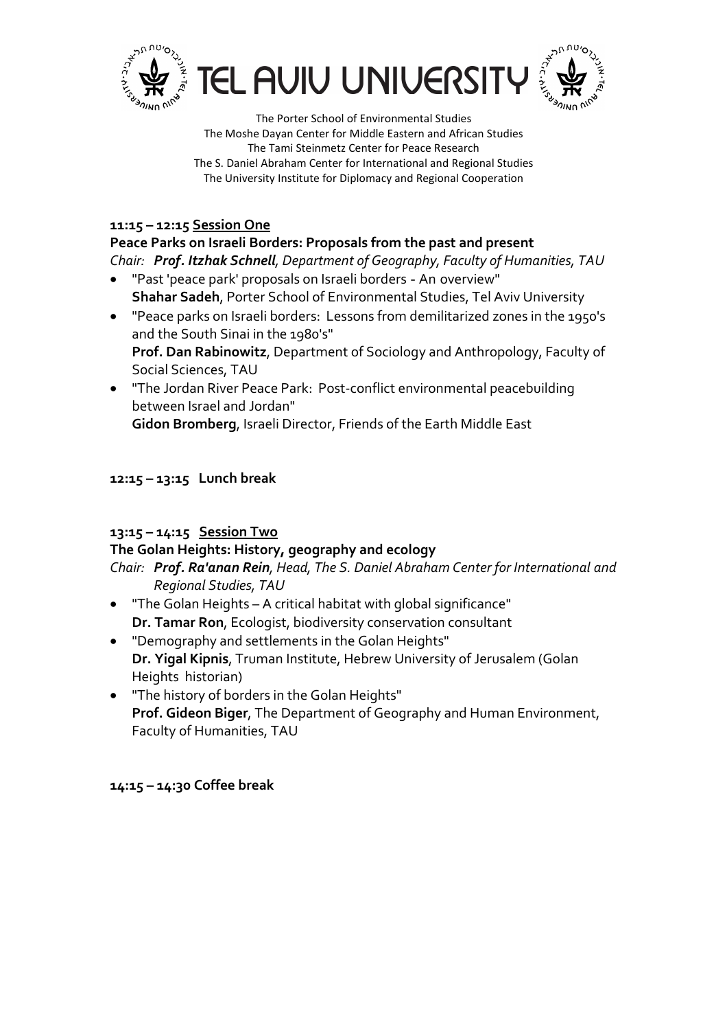# TEL AVIV UNIVERSITY

The Porter School of Environmental Studies
The Moshe Dayan Center for Middle Eastern and African Studies
The Tami Steinmetz Center for Peace Research
The S. Daniel Abraham Center for International and Regional Studies
The University Institute for Diplomacy and Regional Cooperation

**11:15 – 12:15 Session One**

**Peace Parks on Israeli Borders: Proposals from the past and present**

*Chair:* ***Prof. Itzhak Schnell****, Department of Geography, Faculty of Humanities, TAU*

- "Past 'peace park' proposals on Israeli borders - An overview"
  **Shahar Sadeh**, Porter School of Environmental Studies, Tel Aviv University
- "Peace parks on Israeli borders: Lessons from demilitarized zones in the 1950's and the South Sinai in the 1980's"
  **Prof. Dan Rabinowitz**, Department of Sociology and Anthropology, Faculty of Social Sciences, TAU
- "The Jordan River Peace Park: Post-conflict environmental peacebuilding between Israel and Jordan"
  **Gidon Bromberg**, Israeli Director, Friends of the Earth Middle East

**12:15 – 13:15 Lunch break**

**13:15 – 14:15 Session Two**

**The Golan Heights: History, geography and ecology**

*Chair:* ***Prof. Ra'anan Rein****, Head, The S. Daniel Abraham Center for International and Regional Studies, TAU*

- "The Golan Heights – A critical habitat with global significance"
  **Dr. Tamar Ron**, Ecologist, biodiversity conservation consultant
- "Demography and settlements in the Golan Heights"
  **Dr. Yigal Kipnis**, Truman Institute, Hebrew University of Jerusalem (Golan Heights historian)
- "The history of borders in the Golan Heights"
  **Prof. Gideon Biger**, The Department of Geography and Human Environment, Faculty of Humanities, TAU

**14:15 – 14:30 Coffee break**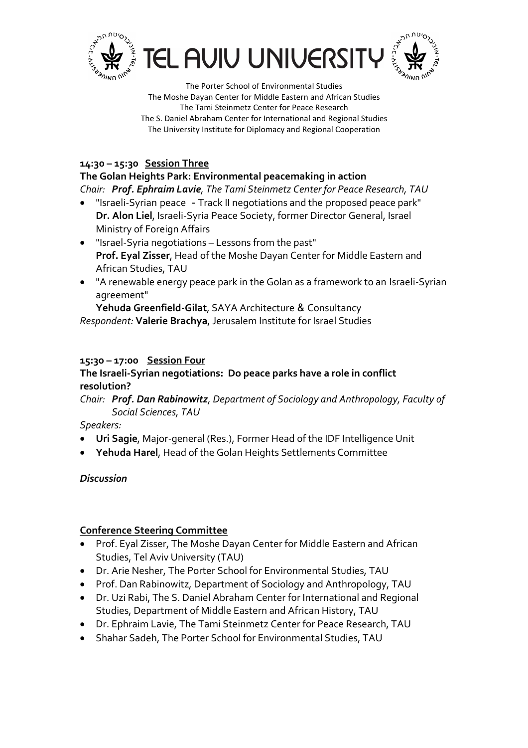# TEL AVIV UNIVERSITY

The Porter School of Environmental Studies
The Moshe Dayan Center for Middle Eastern and African Studies
The Tami Steinmetz Center for Peace Research
The S. Daniel Abraham Center for International and Regional Studies
The University Institute for Diplomacy and Regional Cooperation

**14:30 – 15:30** **Session Three**

**The Golan Heights Park: Environmental peacemaking in action**

*Chair:* ***Prof. Ephraim Lavie****, The Tami Steinmetz Center for Peace Research, TAU*

- "Israeli-Syrian peace - Track II negotiations and the proposed peace park"
  **Dr. Alon Liel**, Israeli-Syria Peace Society, former Director General, Israel Ministry of Foreign Affairs
- "Israel-Syria negotiations – Lessons from the past"
  **Prof. Eyal Zisser**, Head of the Moshe Dayan Center for Middle Eastern and African Studies, TAU
- "A renewable energy peace park in the Golan as a framework to an Israeli-Syrian agreement"
  **Yehuda Greenfield-Gilat**, SAYA Architecture & Consultancy

*Respondent:* **Valerie Brachya**, Jerusalem Institute for Israel Studies

**15:30 – 17:00** **Session Four**

**The Israeli-Syrian negotiations: Do peace parks have a role in conflict resolution?**

*Chair:* ***Prof. Dan Rabinowitz****, Department of Sociology and Anthropology, Faculty of Social Sciences, TAU*

*Speakers:*

- **Uri Sagie**, Major-general (Res.), Former Head of the IDF Intelligence Unit
- **Yehuda Harel**, Head of the Golan Heights Settlements Committee

***Discussion***

**Conference Steering Committee**

- Prof. Eyal Zisser, The Moshe Dayan Center for Middle Eastern and African Studies, Tel Aviv University (TAU)
- Dr. Arie Nesher, The Porter School for Environmental Studies, TAU
- Prof. Dan Rabinowitz, Department of Sociology and Anthropology, TAU
- Dr. Uzi Rabi, The S. Daniel Abraham Center for International and Regional Studies, Department of Middle Eastern and African History, TAU
- Dr. Ephraim Lavie, The Tami Steinmetz Center for Peace Research, TAU
- Shahar Sadeh, The Porter School for Environmental Studies, TAU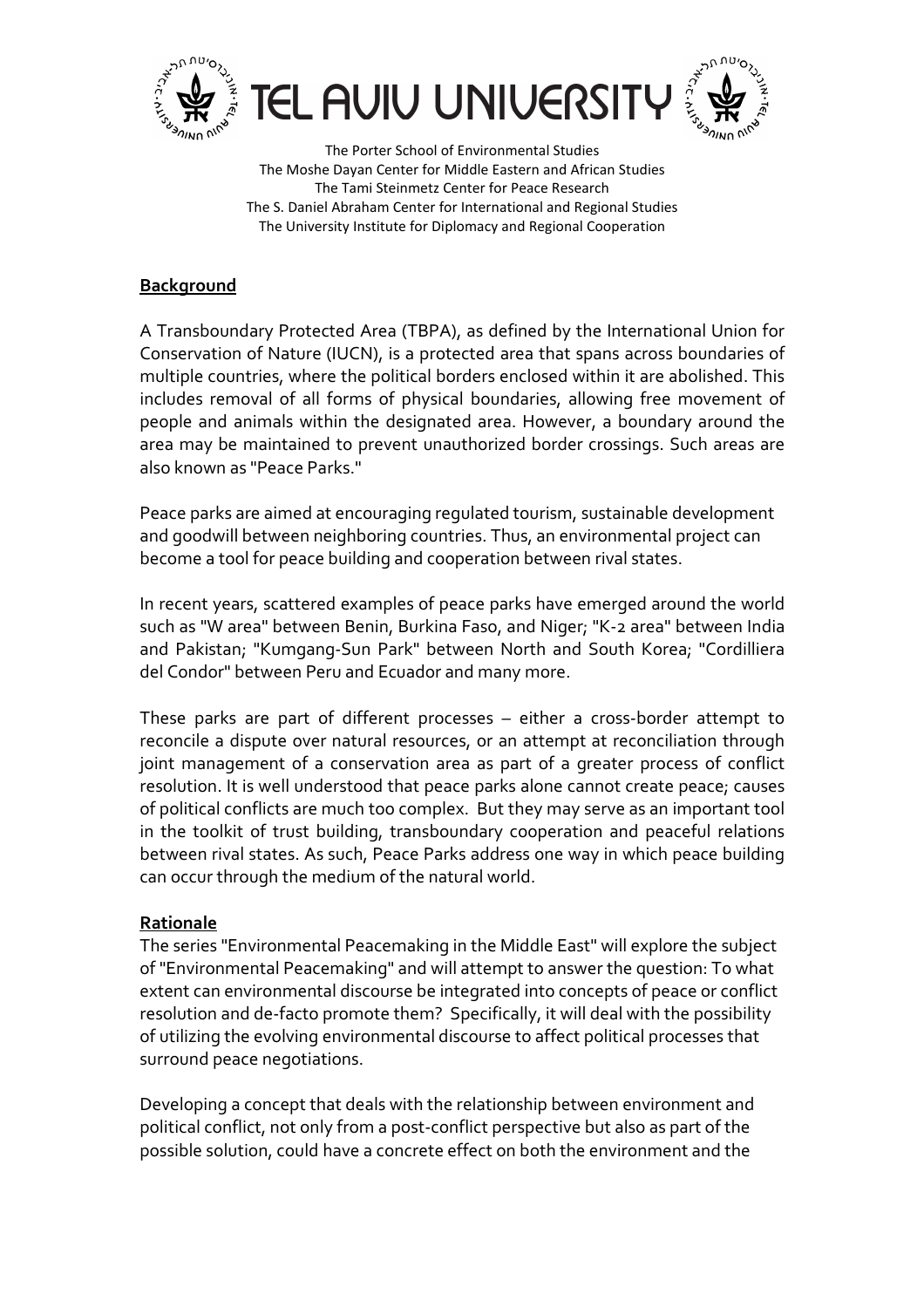# TEL AVIV UNIVERSITY

The Porter School of Environmental Studies
The Moshe Dayan Center for Middle Eastern and African Studies
The Tami Steinmetz Center for Peace Research
The S. Daniel Abraham Center for International and Regional Studies
The University Institute for Diplomacy and Regional Cooperation

## Background

A Transboundary Protected Area (TBPA), as defined by the International Union for Conservation of Nature (IUCN), is a protected area that spans across boundaries of multiple countries, where the political borders enclosed within it are abolished. This includes removal of all forms of physical boundaries, allowing free movement of people and animals within the designated area. However, a boundary around the area may be maintained to prevent unauthorized border crossings. Such areas are also known as "Peace Parks."

Peace parks are aimed at encouraging regulated tourism, sustainable development and goodwill between neighboring countries. Thus, an environmental project can become a tool for peace building and cooperation between rival states.

In recent years, scattered examples of peace parks have emerged around the world such as "W area" between Benin, Burkina Faso, and Niger; "K-2 area" between India and Pakistan; "Kumgang-Sun Park" between North and South Korea; "Cordilliera del Condor" between Peru and Ecuador and many more.

These parks are part of different processes – either a cross-border attempt to reconcile a dispute over natural resources, or an attempt at reconciliation through joint management of a conservation area as part of a greater process of conflict resolution. It is well understood that peace parks alone cannot create peace; causes of political conflicts are much too complex. But they may serve as an important tool in the toolkit of trust building, transboundary cooperation and peaceful relations between rival states. As such, Peace Parks address one way in which peace building can occur through the medium of the natural world.

## Rationale

The series "Environmental Peacemaking in the Middle East" will explore the subject of "Environmental Peacemaking" and will attempt to answer the question: To what extent can environmental discourse be integrated into concepts of peace or conflict resolution and de-facto promote them? Specifically, it will deal with the possibility of utilizing the evolving environmental discourse to affect political processes that surround peace negotiations.

Developing a concept that deals with the relationship between environment and political conflict, not only from a post-conflict perspective but also as part of the possible solution, could have a concrete effect on both the environment and the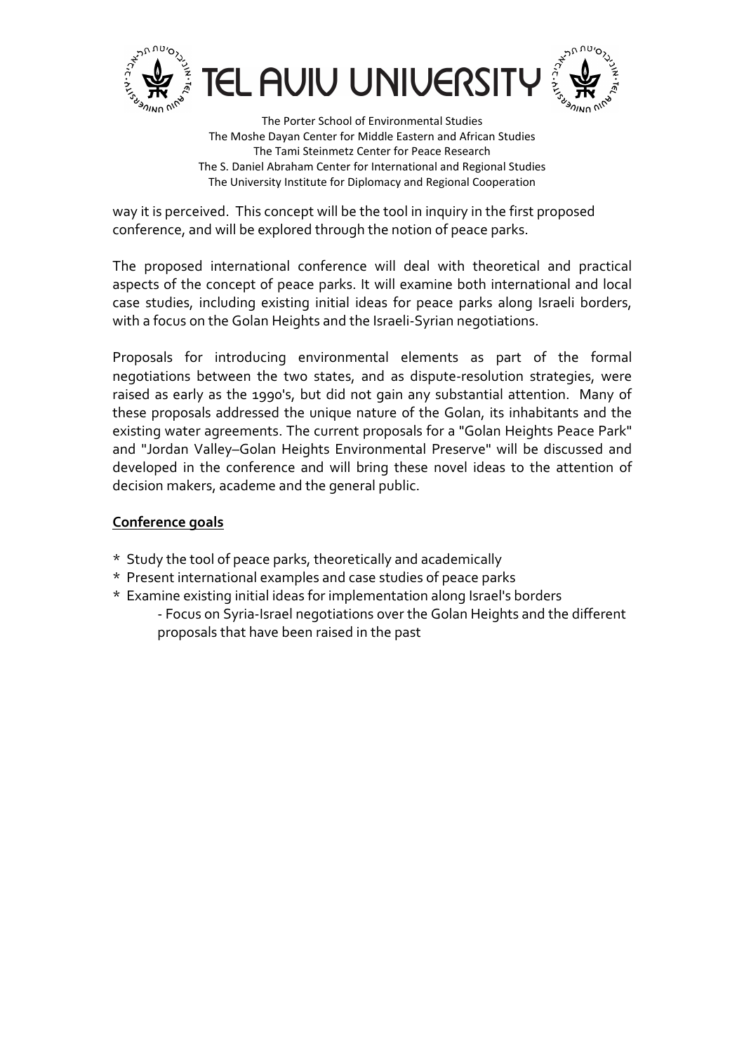way it is perceived. This concept will be the tool in inquiry in the first proposed conference, and will be explored through the notion of peace parks.

The proposed international conference will deal with theoretical and practical aspects of the concept of peace parks. It will examine both international and local case studies, including existing initial ideas for peace parks along Israeli borders, with a focus on the Golan Heights and the Israeli-Syrian negotiations.

Proposals for introducing environmental elements as part of the formal negotiations between the two states, and as dispute-resolution strategies, were raised as early as the 1990's, but did not gain any substantial attention. Many of these proposals addressed the unique nature of the Golan, its inhabitants and the existing water agreements. The current proposals for a "Golan Heights Peace Park" and "Jordan Valley–Golan Heights Environmental Preserve" will be discussed and developed in the conference and will bring these novel ideas to the attention of decision makers, academe and the general public.

## Conference goals

* Study the tool of peace parks, theoretically and academically
* Present international examples and case studies of peace parks
* Examine existing initial ideas for implementation along Israel's borders
    - Focus on Syria-Israel negotiations over the Golan Heights and the different proposals that have been raised in the past